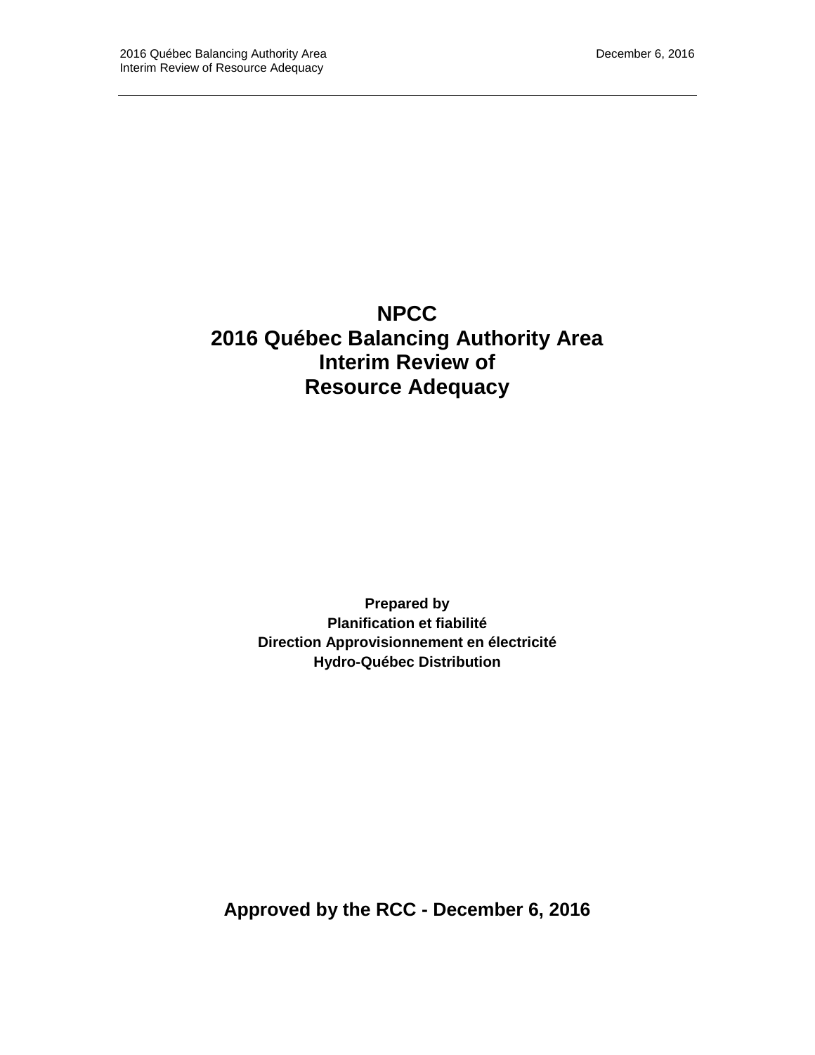# NPCC
# 2016 Québec Balancing Authority Area
# Interim Review of
# Resource Adequacy

**Prepared by**
**Planification et fiabilité**
**Direction Approvisionnement en électricité**
**Hydro-Québec Distribution**

**Approved by the RCC - December 6, 2016**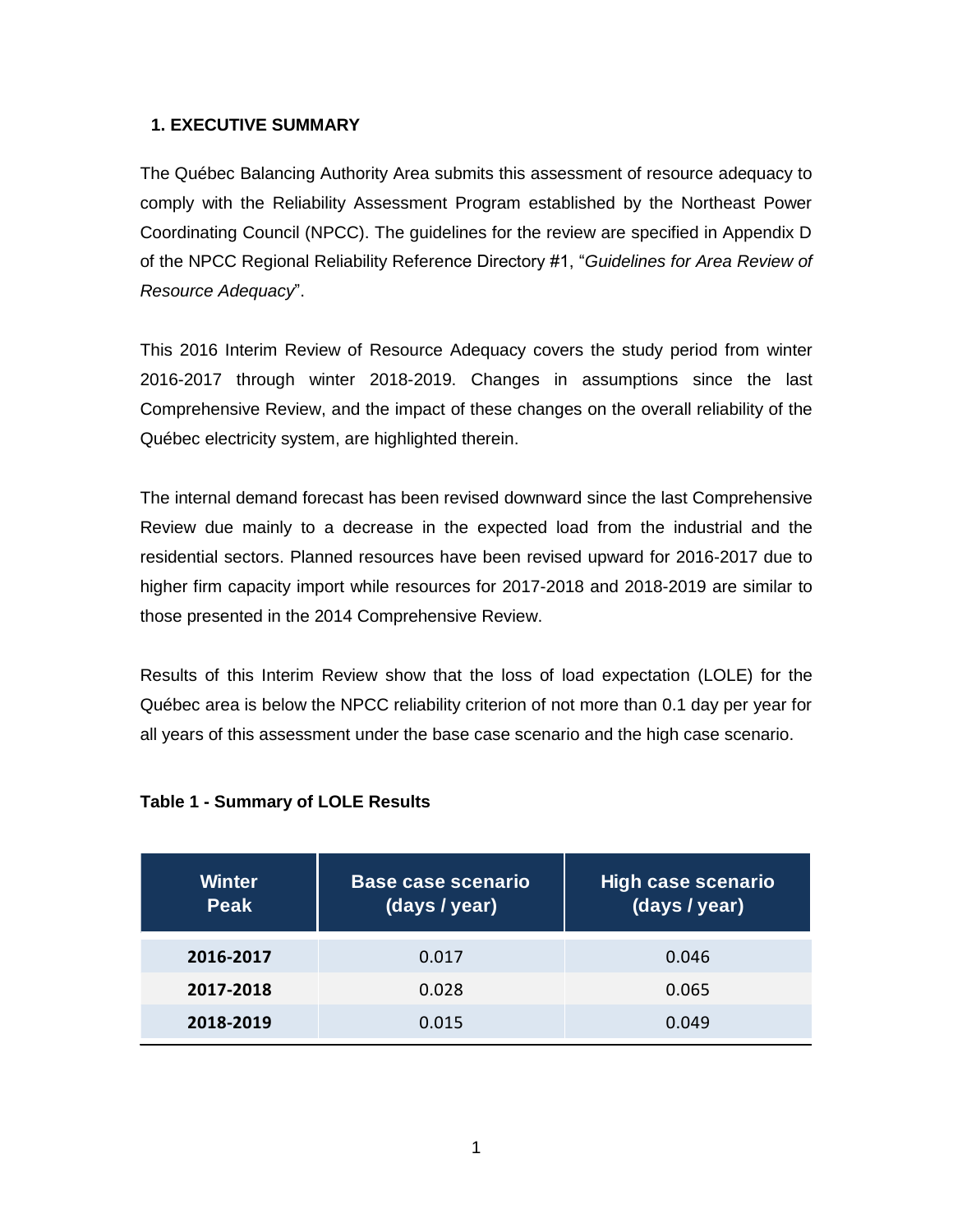## 1. EXECUTIVE SUMMARY

The Québec Balancing Authority Area submits this assessment of resource adequacy to comply with the Reliability Assessment Program established by the Northeast Power Coordinating Council (NPCC). The guidelines for the review are specified in Appendix D of the NPCC Regional Reliability Reference Directory #1, "*Guidelines for Area Review of Resource Adequacy*".

This 2016 Interim Review of Resource Adequacy covers the study period from winter 2016-2017 through winter 2018-2019. Changes in assumptions since the last Comprehensive Review, and the impact of these changes on the overall reliability of the Québec electricity system, are highlighted therein.

The internal demand forecast has been revised downward since the last Comprehensive Review due mainly to a decrease in the expected load from the industrial and the residential sectors. Planned resources have been revised upward for 2016-2017 due to higher firm capacity import while resources for 2017-2018 and 2018-2019 are similar to those presented in the 2014 Comprehensive Review.

Results of this Interim Review show that the loss of load expectation (LOLE) for the Québec area is below the NPCC reliability criterion of not more than 0.1 day per year for all years of this assessment under the base case scenario and the high case scenario.

**Table 1 - Summary of LOLE Results**

| Winter Peak | Base case scenario (days / year) | High case scenario (days / year) |
|---|---|---|
| **2016-2017** | 0.017 | 0.046 |
| **2017-2018** | 0.028 | 0.065 |
| **2018-2019** | 0.015 | 0.049 |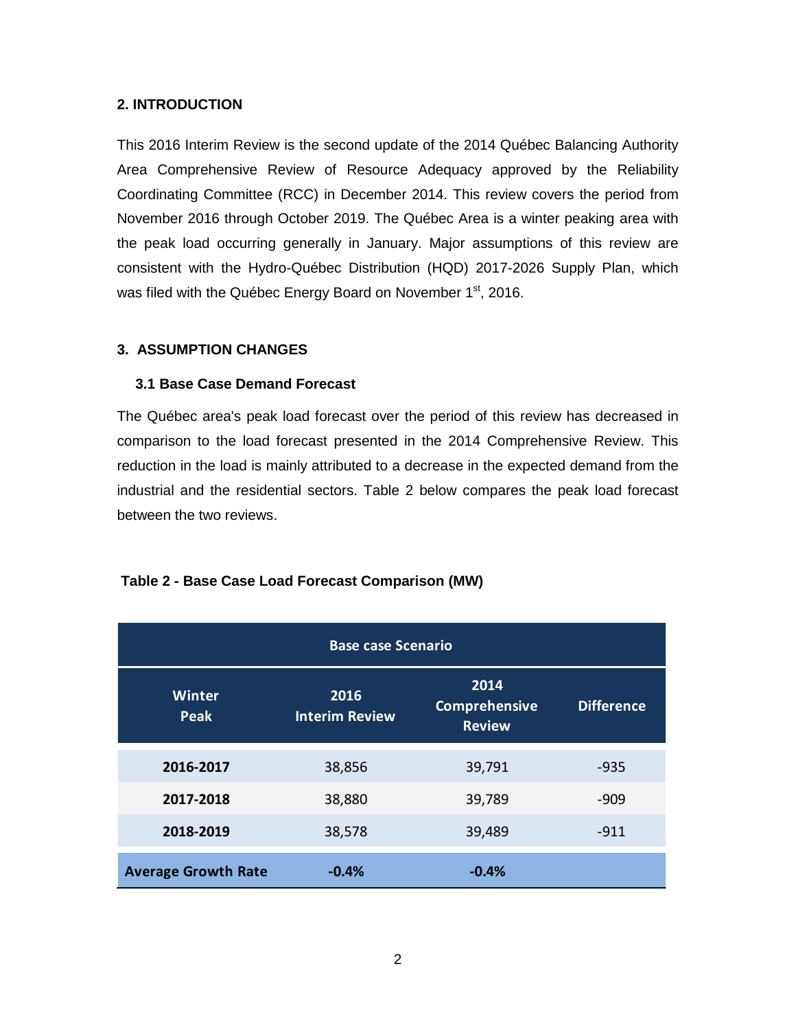## 2. INTRODUCTION

This 2016 Interim Review is the second update of the 2014 Québec Balancing Authority Area Comprehensive Review of Resource Adequacy approved by the Reliability Coordinating Committee (RCC) in December 2014. This review covers the period from November 2016 through October 2019. The Québec Area is a winter peaking area with the peak load occurring generally in January. Major assumptions of this review are consistent with the Hydro-Québec Distribution (HQD) 2017-2026 Supply Plan, which was filed with the Québec Energy Board on November 1st, 2016.

## 3. ASSUMPTION CHANGES

### 3.1 Base Case Demand Forecast

The Québec area's peak load forecast over the period of this review has decreased in comparison to the load forecast presented in the 2014 Comprehensive Review. This reduction in the load is mainly attributed to a decrease in the expected demand from the industrial and the residential sectors. Table 2 below compares the peak load forecast between the two reviews.

**Table 2 - Base Case Load Forecast Comparison (MW)**

| Base case Scenario | | | |
|---|---|---|---|
| **Winter Peak** | **2016 Interim Review** | **2014 Comprehensive Review** | **Difference** |
| **2016-2017** | 38,856 | 39,791 | -935 |
| **2017-2018** | 38,880 | 39,789 | -909 |
| **2018-2019** | 38,578 | 39,489 | -911 |
| **Average Growth Rate** | **-0.4%** | **-0.4%** | |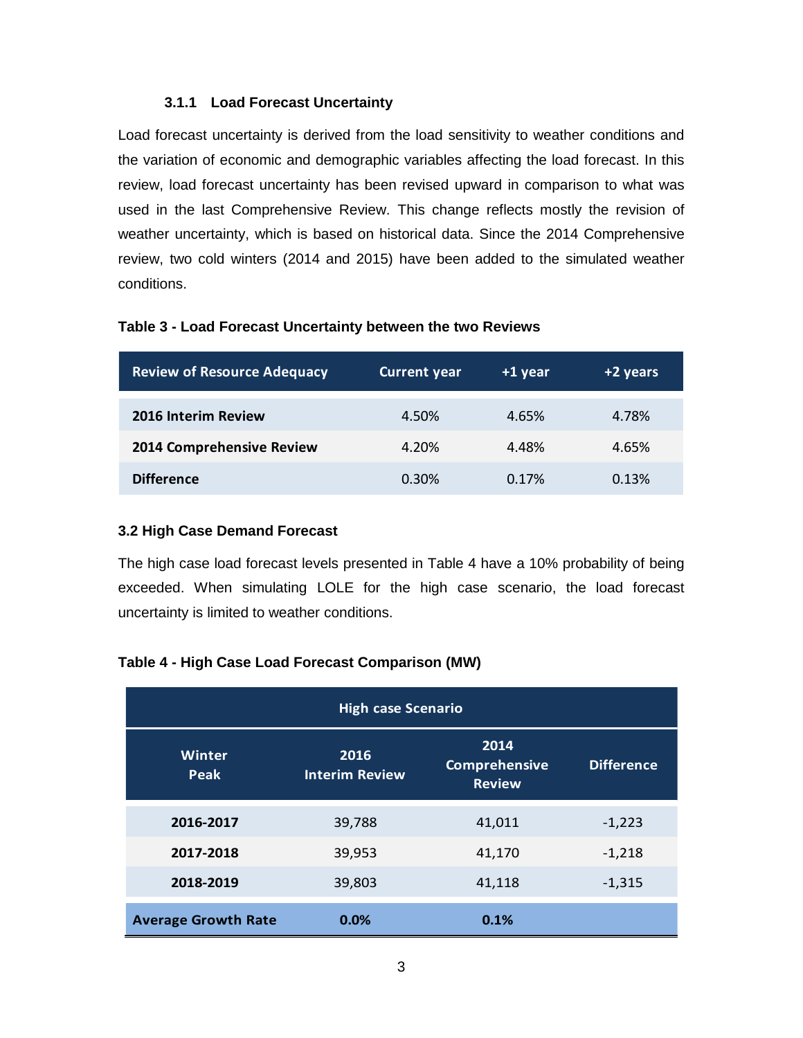#### 3.1.1 Load Forecast Uncertainty

Load forecast uncertainty is derived from the load sensitivity to weather conditions and the variation of economic and demographic variables affecting the load forecast. In this review, load forecast uncertainty has been revised upward in comparison to what was used in the last Comprehensive Review. This change reflects mostly the revision of weather uncertainty, which is based on historical data. Since the 2014 Comprehensive review, two cold winters (2014 and 2015) have been added to the simulated weather conditions.

**Table 3 - Load Forecast Uncertainty between the two Reviews**

| Review of Resource Adequacy | Current year | +1 year | +2 years |
|---|---|---|---|
| **2016 Interim Review** | 4.50% | 4.65% | 4.78% |
| **2014 Comprehensive Review** | 4.20% | 4.48% | 4.65% |
| **Difference** | 0.30% | 0.17% | 0.13% |

### 3.2 High Case Demand Forecast

The high case load forecast levels presented in Table 4 have a 10% probability of being exceeded. When simulating LOLE for the high case scenario, the load forecast uncertainty is limited to weather conditions.

**Table 4 - High Case Load Forecast Comparison (MW)**

| High case Scenario | | | |
|---|---|---|---|
| **Winter Peak** | **2016 Interim Review** | **2014 Comprehensive Review** | **Difference** |
| **2016-2017** | 39,788 | 41,011 | -1,223 |
| **2017-2018** | 39,953 | 41,170 | -1,218 |
| **2018-2019** | 39,803 | 41,118 | -1,315 |
| **Average Growth Rate** | **0.0%** | **0.1%** | |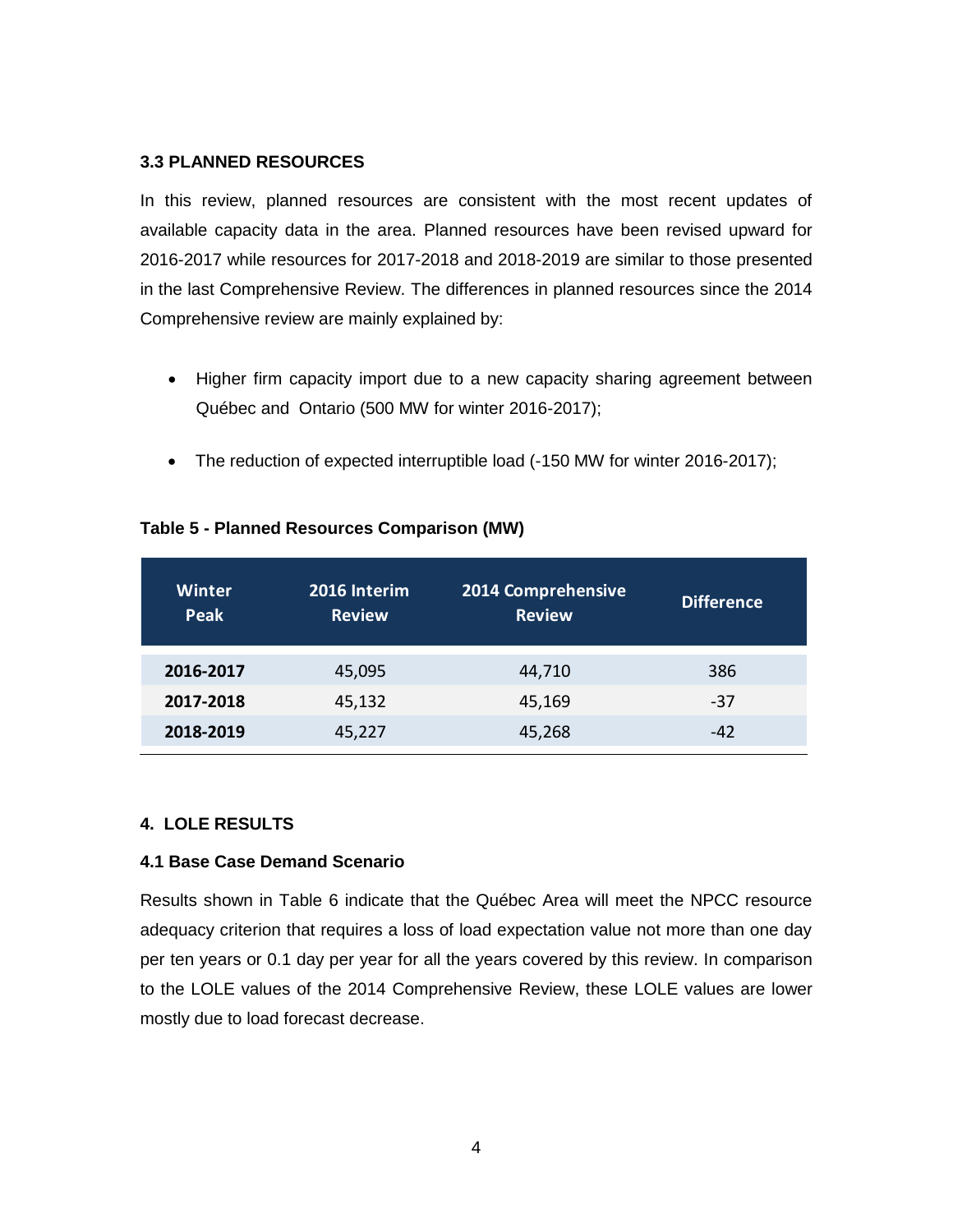### 3.3 PLANNED RESOURCES

In this review, planned resources are consistent with the most recent updates of available capacity data in the area. Planned resources have been revised upward for 2016-2017 while resources for 2017-2018 and 2018-2019 are similar to those presented in the last Comprehensive Review. The differences in planned resources since the 2014 Comprehensive review are mainly explained by:

- Higher firm capacity import due to a new capacity sharing agreement between Québec and Ontario (500 MW for winter 2016-2017);
- The reduction of expected interruptible load (-150 MW for winter 2016-2017);

**Table 5 - Planned Resources Comparison (MW)**

| Winter Peak | 2016 Interim Review | 2014 Comprehensive Review | Difference |
|---|---|---|---|
| **2016-2017** | 45,095 | 44,710 | 386 |
| **2017-2018** | 45,132 | 45,169 | -37 |
| **2018-2019** | 45,227 | 45,268 | -42 |

## 4. LOLE RESULTS

### 4.1 Base Case Demand Scenario

Results shown in Table 6 indicate that the Québec Area will meet the NPCC resource adequacy criterion that requires a loss of load expectation value not more than one day per ten years or 0.1 day per year for all the years covered by this review. In comparison to the LOLE values of the 2014 Comprehensive Review, these LOLE values are lower mostly due to load forecast decrease.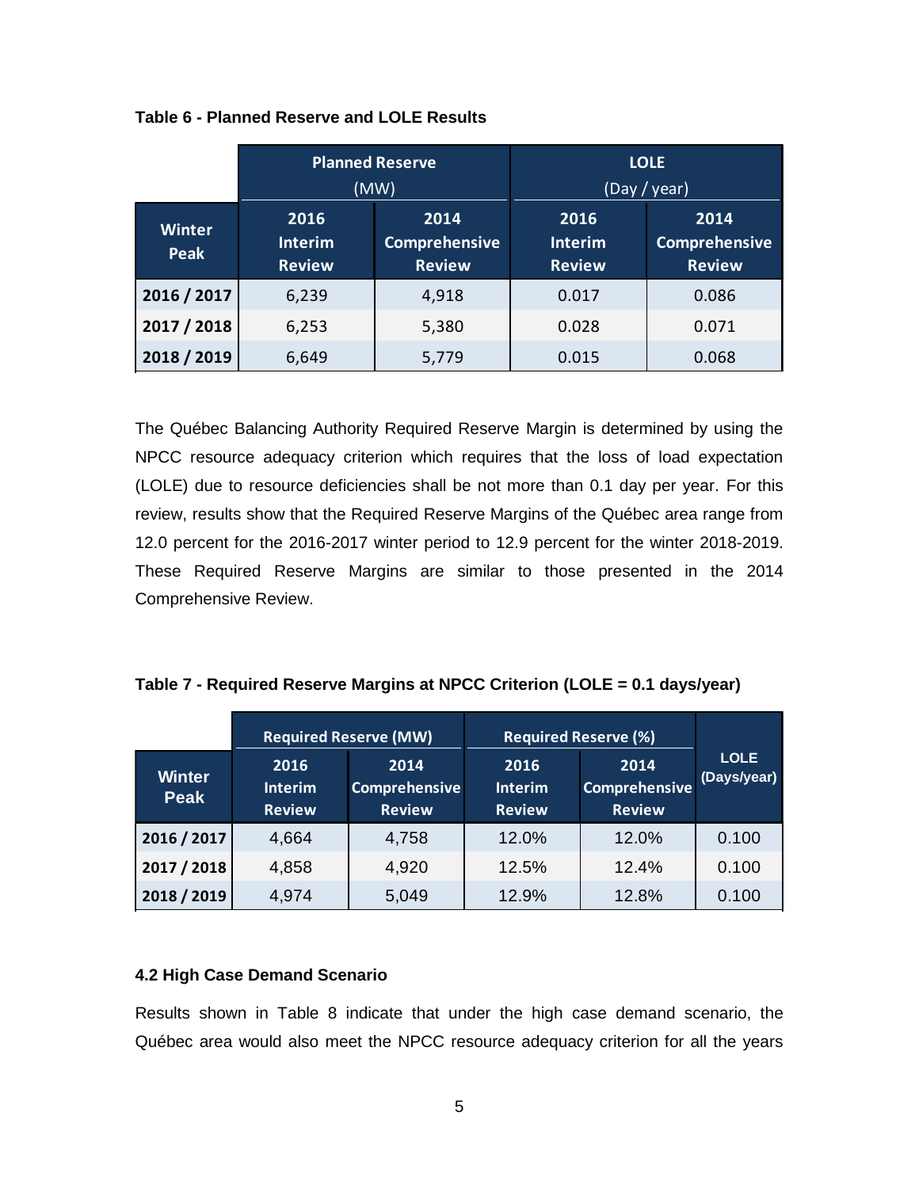**Table 6 - Planned Reserve and LOLE Results**

| | Planned Reserve (MW) | | LOLE (Day / year) | |
|---|---|---|---|---|
| **Winter Peak** | **2016 Interim Review** | **2014 Comprehensive Review** | **2016 Interim Review** | **2014 Comprehensive Review** |
| **2016 / 2017** | 6,239 | 4,918 | 0.017 | 0.086 |
| **2017 / 2018** | 6,253 | 5,380 | 0.028 | 0.071 |
| **2018 / 2019** | 6,649 | 5,779 | 0.015 | 0.068 |

The Québec Balancing Authority Required Reserve Margin is determined by using the NPCC resource adequacy criterion which requires that the loss of load expectation (LOLE) due to resource deficiencies shall be not more than 0.1 day per year. For this review, results show that the Required Reserve Margins of the Québec area range from 12.0 percent for the 2016-2017 winter period to 12.9 percent for the winter 2018-2019. These Required Reserve Margins are similar to those presented in the 2014 Comprehensive Review.

**Table 7 - Required Reserve Margins at NPCC Criterion (LOLE = 0.1 days/year)**

| | Required Reserve (MW) | | Required Reserve (%) | | |
|---|---|---|---|---|---|
| **Winter Peak** | **2016 Interim Review** | **2014 Comprehensive Review** | **2016 Interim Review** | **2014 Comprehensive Review** | **LOLE (Days/year)** |
| **2016 / 2017** | 4,664 | 4,758 | 12.0% | 12.0% | 0.100 |
| **2017 / 2018** | 4,858 | 4,920 | 12.5% | 12.4% | 0.100 |
| **2018 / 2019** | 4,974 | 5,049 | 12.9% | 12.8% | 0.100 |

### 4.2 High Case Demand Scenario

Results shown in Table 8 indicate that under the high case demand scenario, the Québec area would also meet the NPCC resource adequacy criterion for all the years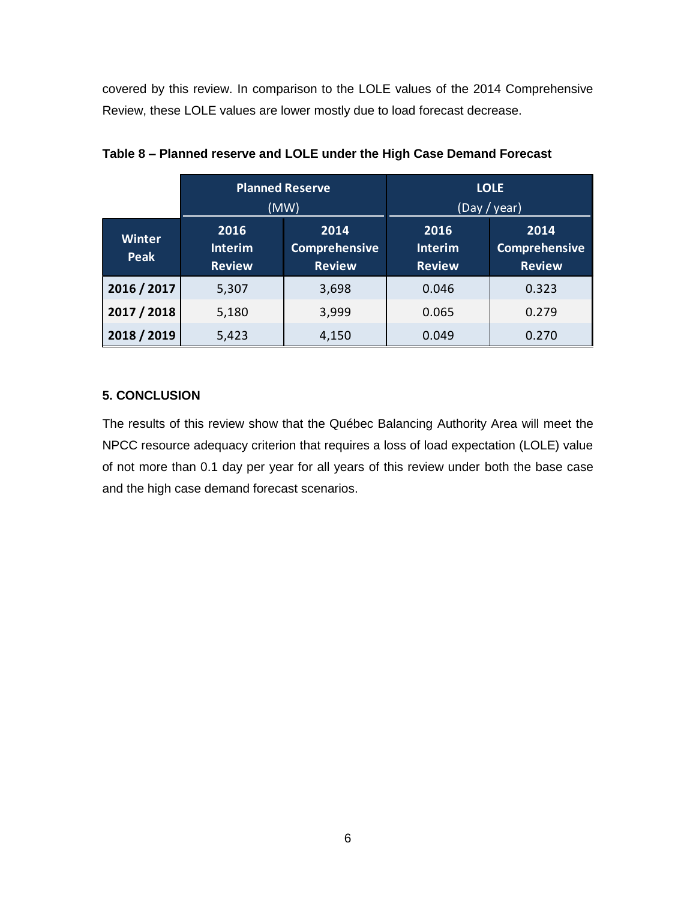covered by this review. In comparison to the LOLE values of the 2014 Comprehensive Review, these LOLE values are lower mostly due to load forecast decrease.

**Table 8 – Planned reserve and LOLE under the High Case Demand Forecast**

| | Planned Reserve (MW) | | LOLE (Day / year) | |
|---|---|---|---|---|
| **Winter Peak** | **2016 Interim Review** | **2014 Comprehensive Review** | **2016 Interim Review** | **2014 Comprehensive Review** |
| **2016 / 2017** | 5,307 | 3,698 | 0.046 | 0.323 |
| **2017 / 2018** | 5,180 | 3,999 | 0.065 | 0.279 |
| **2018 / 2019** | 5,423 | 4,150 | 0.049 | 0.270 |

## 5. CONCLUSION

The results of this review show that the Québec Balancing Authority Area will meet the NPCC resource adequacy criterion that requires a loss of load expectation (LOLE) value of not more than 0.1 day per year for all years of this review under both the base case and the high case demand forecast scenarios.